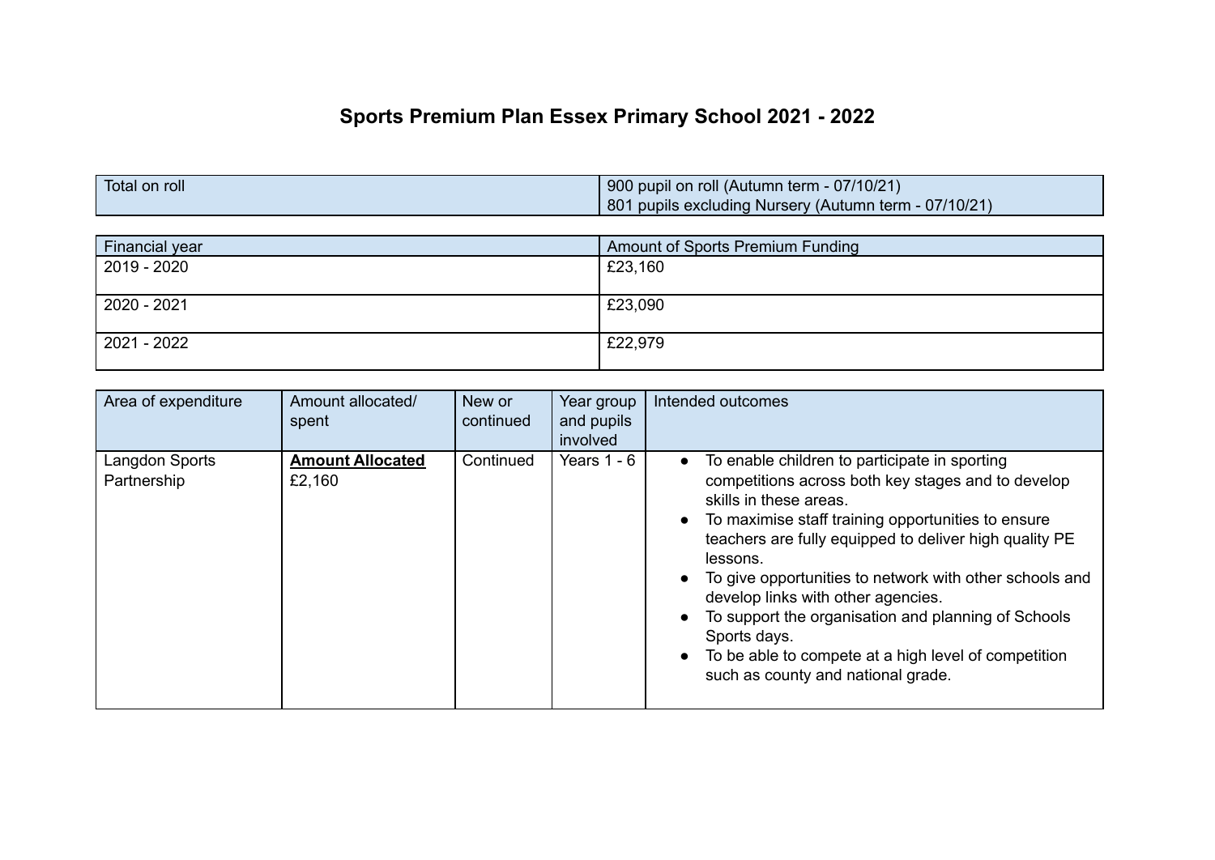# Sports Premium Plan Essex Primary School 2021 - 2022

| Total on roll | 900 pupil on roll (Autumn term - 07/10/21)<br>801 pupils excluding Nursery (Autumn term - 07/10/21) |
|---|---|

| Financial year | Amount of Sports Premium Funding |
|---|---|
| 2019 - 2020 | £23,160 |
| 2020 - 2021 | £23,090 |
| 2021 - 2022 | £22,979 |

| Area of expenditure | Amount allocated/ spent | New or continued | Year group and pupils involved | Intended outcomes |
|---|---|---|---|---|
| Langdon Sports Partnership | **Amount Allocated**<br>£2,160 | Continued | Years 1 - 6 | ● To enable children to participate in sporting competitions across both key stages and to develop skills in these areas.<br>● To maximise staff training opportunities to ensure teachers are fully equipped to deliver high quality PE lessons.<br>● To give opportunities to network with other schools and develop links with other agencies.<br>● To support the organisation and planning of Schools Sports days.<br>● To be able to compete at a high level of competition such as county and national grade. |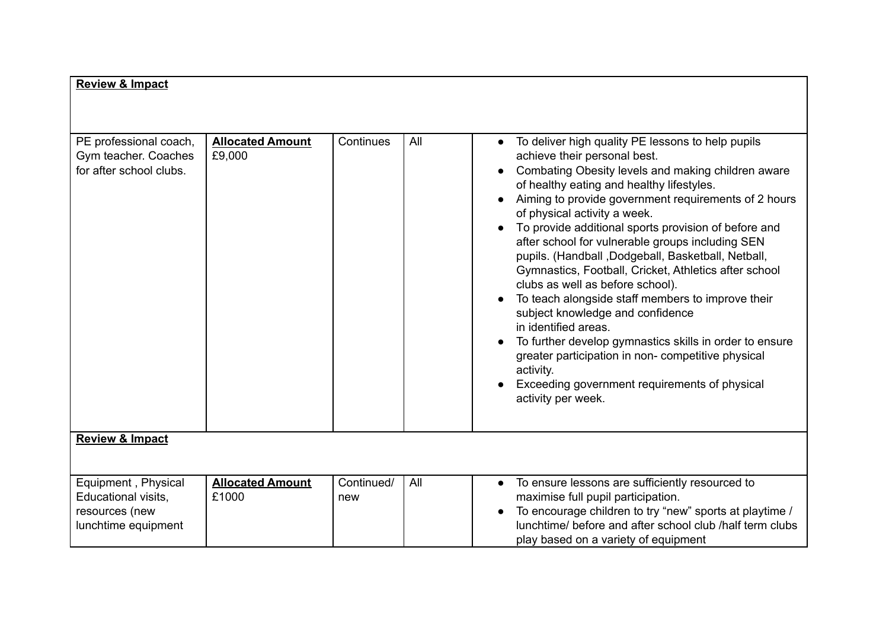| **Review & Impact** | | | | |
|---|---|---|---|---|
| PE professional coach, Gym teacher. Coaches for after school clubs. | **Allocated Amount** £9,000 | Continues | All | • To deliver high quality PE lessons to help pupils achieve their personal best.<br>• Combating Obesity levels and making children aware of healthy eating and healthy lifestyles.<br>• Aiming to provide government requirements of 2 hours of physical activity a week.<br>• To provide additional sports provision of before and after school for vulnerable groups including SEN pupils. (Handball ,Dodgeball, Basketball, Netball, Gymnastics, Football, Cricket, Athletics after school clubs as well as before school).<br>• To teach alongside staff members to improve their subject knowledge and confidence in identified areas.<br>• To further develop gymnastics skills in order to ensure greater participation in non- competitive physical activity.<br>• Exceeding government requirements of physical activity per week. |
| **Review & Impact** | | | | |
| Equipment , Physical Educational visits, resources (new lunchtime equipment | **Allocated Amount** £1000 | Continued/ new | All | • To ensure lessons are sufficiently resourced to maximise full pupil participation.<br>• To encourage children to try "new" sports at playtime / lunchtime/ before and after school club /half term clubs play based on a variety of equipment |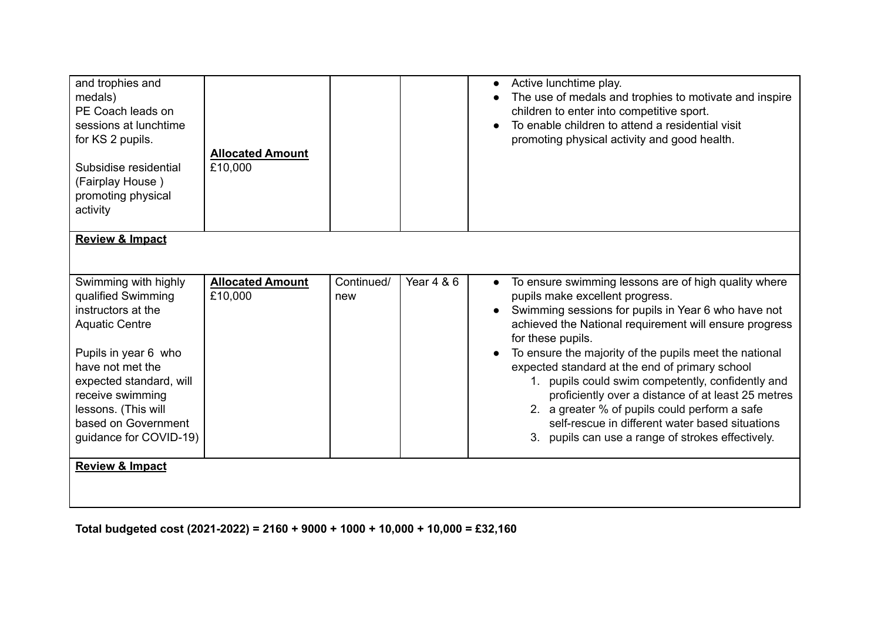| | | | | |
|---|---|---|---|---|
| and trophies and medals)<br>PE Coach leads on sessions at lunchtime for KS 2 pupils.<br><br>Subsidise residential (Fairplay House ) promoting physical activity | **Allocated Amount**<br>£10,000 | | | • Active lunchtime play.<br>• The use of medals and trophies to motivate and inspire children to enter into competitive sport.<br>• To enable children to attend a residential visit promoting physical activity and good health. |
| **Review & Impact** | | | | |
| Swimming with highly qualified Swimming instructors at the Aquatic Centre<br><br>Pupils in year 6 who have not met the expected standard, will receive swimming lessons. (This will based on Government guidance for COVID-19) | **Allocated Amount**<br>£10,000 | Continued/ new | Year 4 & 6 | • To ensure swimming lessons are of high quality where pupils make excellent progress.<br>• Swimming sessions for pupils in Year 6 who have not achieved the National requirement will ensure progress for these pupils.<br>• To ensure the majority of the pupils meet the national expected standard at the end of primary school<br>1. pupils could swim competently, confidently and proficiently over a distance of at least 25 metres<br>2. a greater % of pupils could perform a safe self-rescue in different water based situations<br>3. pupils can use a range of strokes effectively. |
| **Review & Impact** | | | | |

**Total budgeted cost (2021-2022) = 2160 + 9000 + 1000 + 10,000 + 10,000 = £32,160**